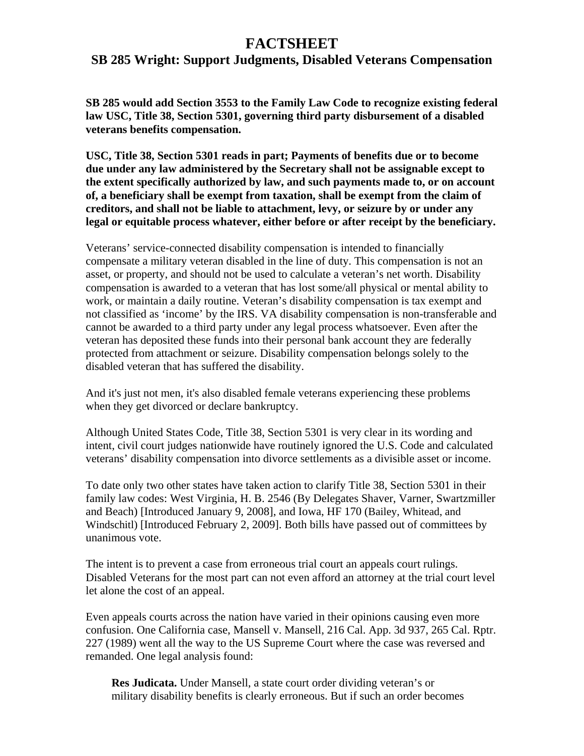# FACTSHEET

## SB 285 Wright: Support Judgments, Disabled Veterans Compensation

**SB 285 would add Section 3553 to the Family Law Code to recognize existing federal law USC, Title 38, Section 5301, governing third party disbursement of a disabled veterans benefits compensation.**

**USC, Title 38, Section 5301 reads in part; Payments of benefits due or to become due under any law administered by the Secretary shall not be assignable except to the extent specifically authorized by law, and such payments made to, or on account of, a beneficiary shall be exempt from taxation, shall be exempt from the claim of creditors, and shall not be liable to attachment, levy, or seizure by or under any legal or equitable process whatever, either before or after receipt by the beneficiary.**

Veterans' service-connected disability compensation is intended to financially compensate a military veteran disabled in the line of duty. This compensation is not an asset, or property, and should not be used to calculate a veteran's net worth. Disability compensation is awarded to a veteran that has lost some/all physical or mental ability to work, or maintain a daily routine. Veteran's disability compensation is tax exempt and not classified as 'income' by the IRS. VA disability compensation is non-transferable and cannot be awarded to a third party under any legal process whatsoever. Even after the veteran has deposited these funds into their personal bank account they are federally protected from attachment or seizure. Disability compensation belongs solely to the disabled veteran that has suffered the disability.

And it's just not men, it's also disabled female veterans experiencing these problems when they get divorced or declare bankruptcy.

Although United States Code, Title 38, Section 5301 is very clear in its wording and intent, civil court judges nationwide have routinely ignored the U.S. Code and calculated veterans' disability compensation into divorce settlements as a divisible asset or income.

To date only two other states have taken action to clarify Title 38, Section 5301 in their family law codes: West Virginia, H. B. 2546 (By Delegates Shaver, Varner, Swartzmiller and Beach) [Introduced January 9, 2008], and Iowa, HF 170 (Bailey, Whitead, and Windschitl) [Introduced February 2, 2009]. Both bills have passed out of committees by unanimous vote.

The intent is to prevent a case from erroneous trial court an appeals court rulings. Disabled Veterans for the most part can not even afford an attorney at the trial court level let alone the cost of an appeal.

Even appeals courts across the nation have varied in their opinions causing even more confusion. One California case, Mansell v. Mansell, 216 Cal. App. 3d 937, 265 Cal. Rptr. 227 (1989) went all the way to the US Supreme Court where the case was reversed and remanded. One legal analysis found:

> **Res Judicata.** Under Mansell, a state court order dividing veteran's or military disability benefits is clearly erroneous. But if such an order becomes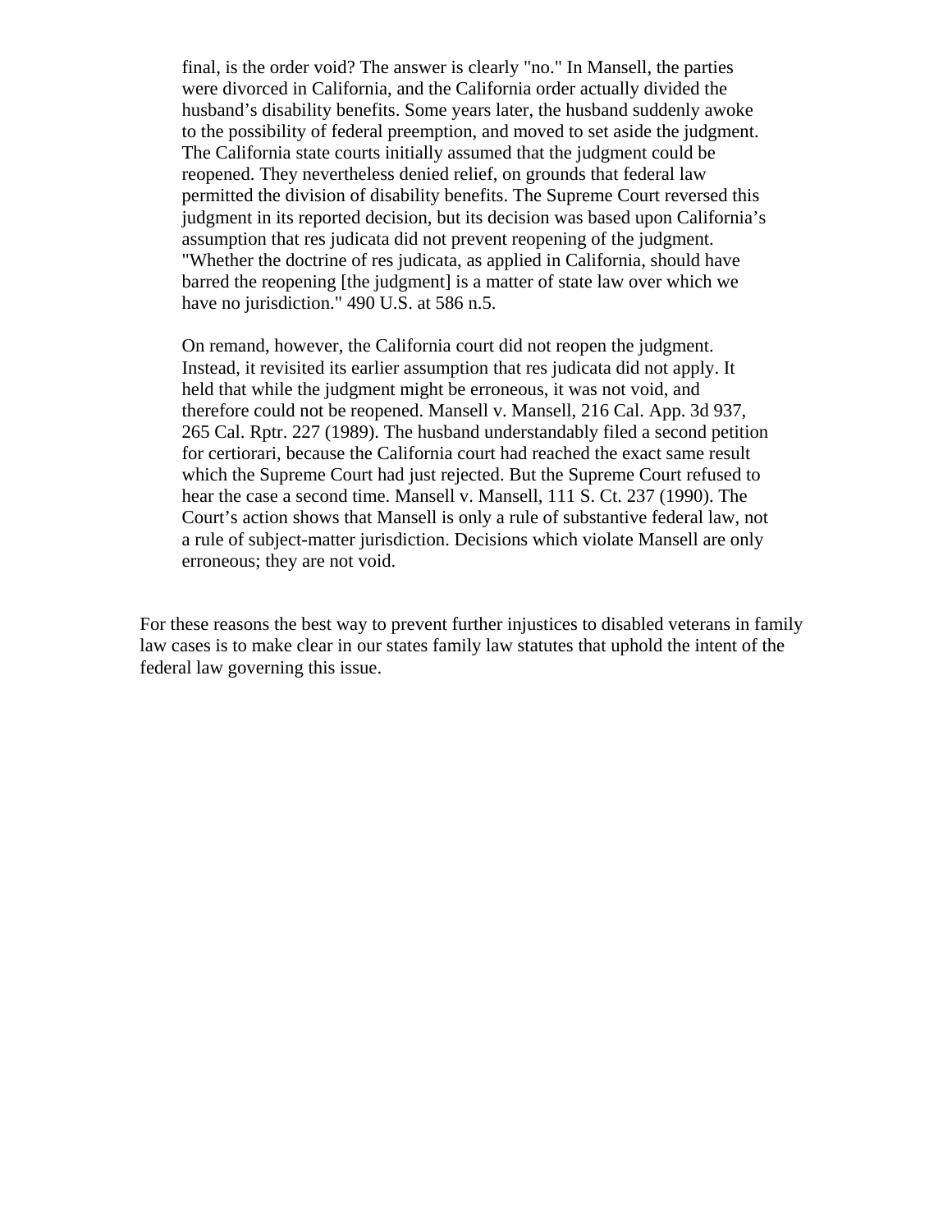> final, is the order void? The answer is clearly "no." In Mansell, the parties were divorced in California, and the California order actually divided the husband's disability benefits. Some years later, the husband suddenly awoke to the possibility of federal preemption, and moved to set aside the judgment. The California state courts initially assumed that the judgment could be reopened. They nevertheless denied relief, on grounds that federal law permitted the division of disability benefits. The Supreme Court reversed this judgment in its reported decision, but its decision was based upon California's assumption that res judicata did not prevent reopening of the judgment. "Whether the doctrine of res judicata, as applied in California, should have barred the reopening [the judgment] is a matter of state law over which we have no jurisdiction." 490 U.S. at 586 n.5.
>
> On remand, however, the California court did not reopen the judgment. Instead, it revisited its earlier assumption that res judicata did not apply. It held that while the judgment might be erroneous, it was not void, and therefore could not be reopened. Mansell v. Mansell, 216 Cal. App. 3d 937, 265 Cal. Rptr. 227 (1989). The husband understandably filed a second petition for certiorari, because the California court had reached the exact same result which the Supreme Court had just rejected. But the Supreme Court refused to hear the case a second time. Mansell v. Mansell, 111 S. Ct. 237 (1990). The Court's action shows that Mansell is only a rule of substantive federal law, not a rule of subject-matter jurisdiction. Decisions which violate Mansell are only erroneous; they are not void.

For these reasons the best way to prevent further injustices to disabled veterans in family law cases is to make clear in our states family law statutes that uphold the intent of the federal law governing this issue.